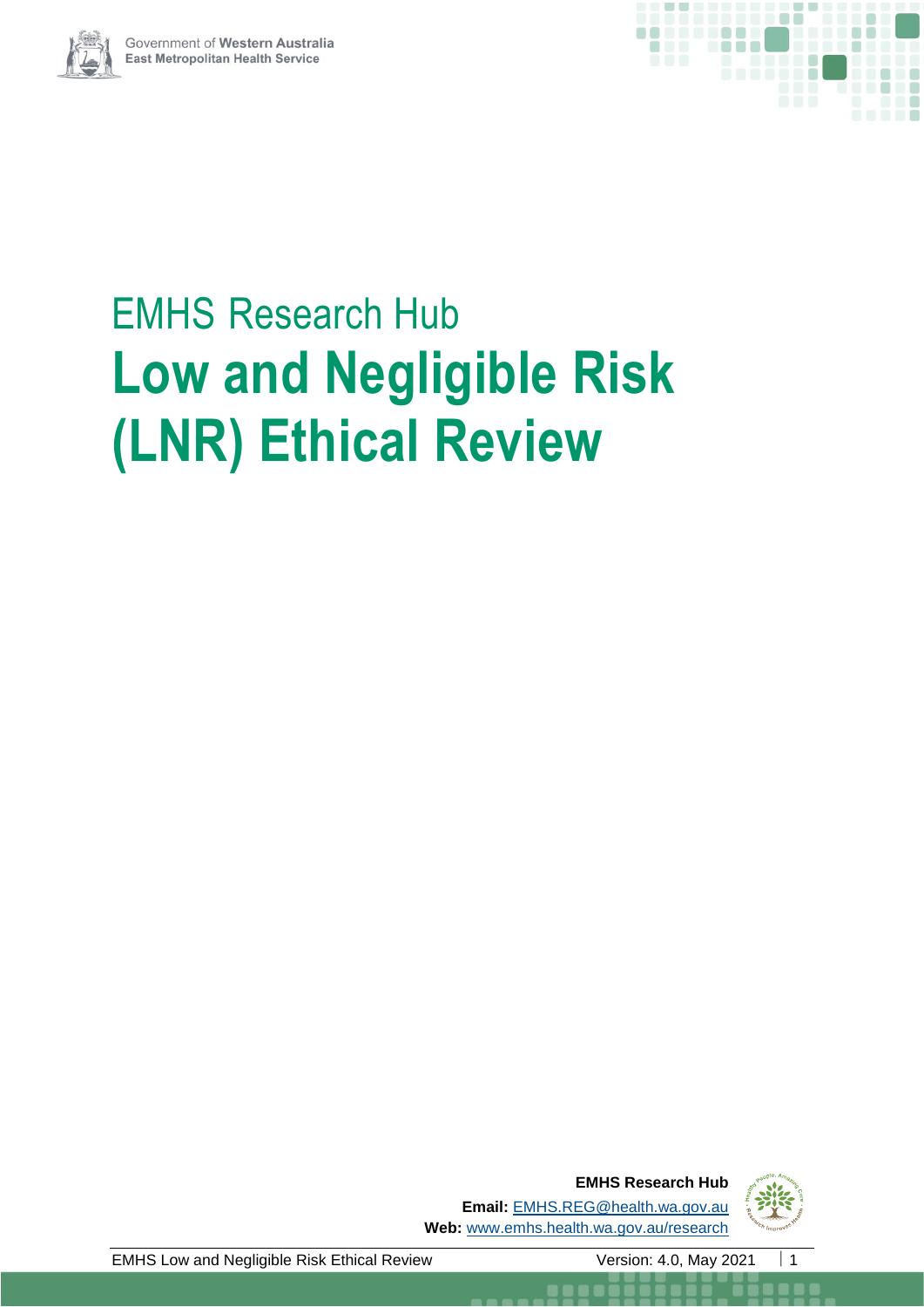Government of **Western Australia**
**East Metropolitan Health Service**

# EMHS Research Hub

# **Low and Negligible Risk (LNR) Ethical Review**

**EMHS Research Hub**
**Email:** EMHS.REG@health.wa.gov.au
**Web:** www.emhs.health.wa.gov.au/research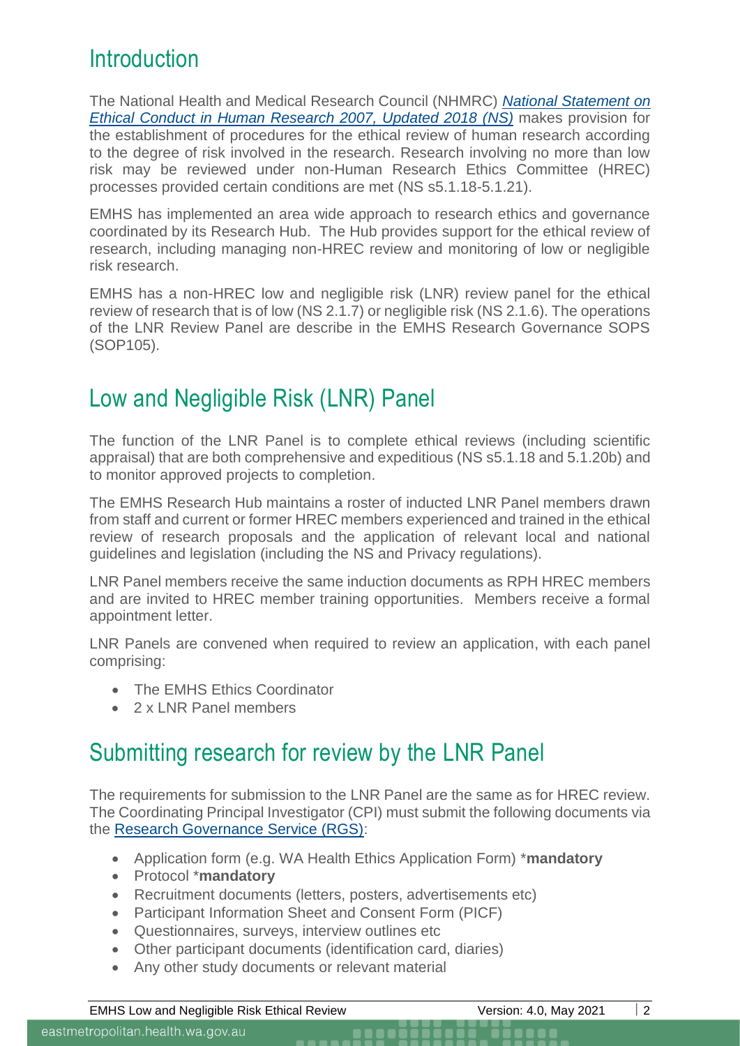## Introduction

The National Health and Medical Research Council (NHMRC) [*National Statement on Ethical Conduct in Human Research 2007, Updated 2018 (NS)*]() makes provision for the establishment of procedures for the ethical review of human research according to the degree of risk involved in the research. Research involving no more than low risk may be reviewed under non-Human Research Ethics Committee (HREC) processes provided certain conditions are met (NS s5.1.18-5.1.21).

EMHS has implemented an area wide approach to research ethics and governance coordinated by its Research Hub. The Hub provides support for the ethical review of research, including managing non-HREC review and monitoring of low or negligible risk research.

EMHS has a non-HREC low and negligible risk (LNR) review panel for the ethical review of research that is of low (NS 2.1.7) or negligible risk (NS 2.1.6). The operations of the LNR Review Panel are describe in the EMHS Research Governance SOPS (SOP105).

## Low and Negligible Risk (LNR) Panel

The function of the LNR Panel is to complete ethical reviews (including scientific appraisal) that are both comprehensive and expeditious (NS s5.1.18 and 5.1.20b) and to monitor approved projects to completion.

The EMHS Research Hub maintains a roster of inducted LNR Panel members drawn from staff and current or former HREC members experienced and trained in the ethical review of research proposals and the application of relevant local and national guidelines and legislation (including the NS and Privacy regulations).

LNR Panel members receive the same induction documents as RPH HREC members and are invited to HREC member training opportunities. Members receive a formal appointment letter.

LNR Panels are convened when required to review an application, with each panel comprising:

- The EMHS Ethics Coordinator
- 2 x LNR Panel members

## Submitting research for review by the LNR Panel

The requirements for submission to the LNR Panel are the same as for HREC review. The Coordinating Principal Investigator (CPI) must submit the following documents via the [Research Governance Service (RGS)]():

- Application form (e.g. WA Health Ethics Application Form) ***mandatory**
- Protocol ***mandatory**
- Recruitment documents (letters, posters, advertisements etc)
- Participant Information Sheet and Consent Form (PICF)
- Questionnaires, surveys, interview outlines etc
- Other participant documents (identification card, diaries)
- Any other study documents or relevant material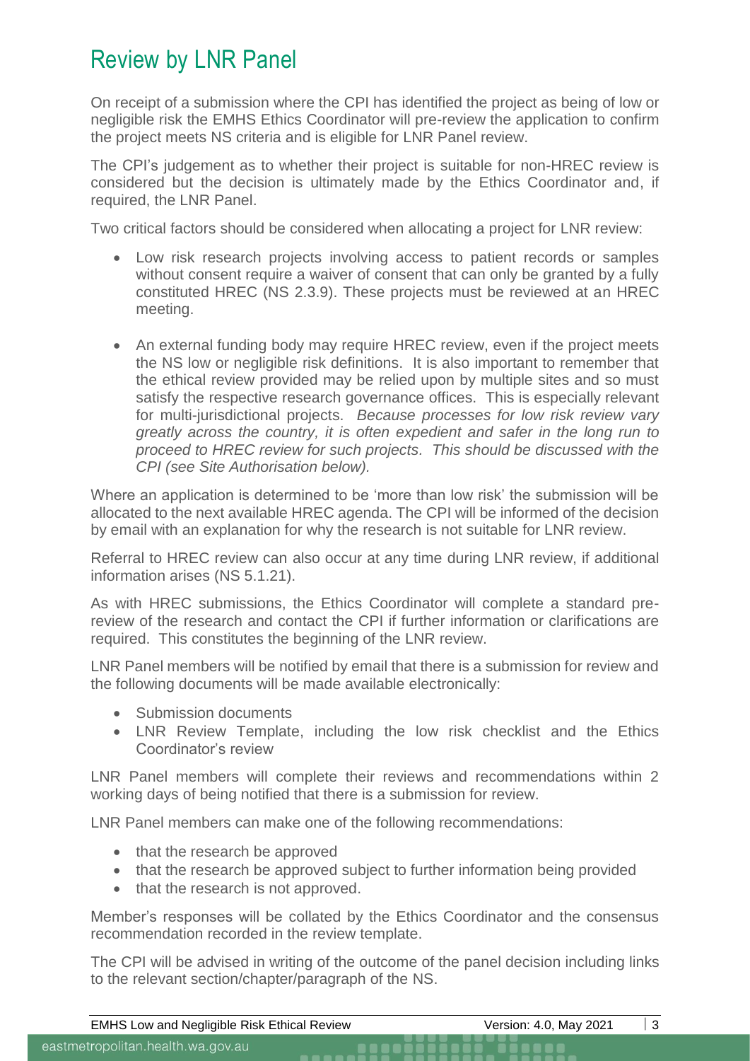## Review by LNR Panel

On receipt of a submission where the CPI has identified the project as being of low or negligible risk the EMHS Ethics Coordinator will pre-review the application to confirm the project meets NS criteria and is eligible for LNR Panel review.

The CPI's judgement as to whether their project is suitable for non-HREC review is considered but the decision is ultimately made by the Ethics Coordinator and, if required, the LNR Panel.

Two critical factors should be considered when allocating a project for LNR review:

- Low risk research projects involving access to patient records or samples without consent require a waiver of consent that can only be granted by a fully constituted HREC (NS 2.3.9). These projects must be reviewed at an HREC meeting.

- An external funding body may require HREC review, even if the project meets the NS low or negligible risk definitions. It is also important to remember that the ethical review provided may be relied upon by multiple sites and so must satisfy the respective research governance offices. This is especially relevant for multi-jurisdictional projects. *Because processes for low risk review vary greatly across the country, it is often expedient and safer in the long run to proceed to HREC review for such projects. This should be discussed with the CPI (see Site Authorisation below).*

Where an application is determined to be 'more than low risk' the submission will be allocated to the next available HREC agenda. The CPI will be informed of the decision by email with an explanation for why the research is not suitable for LNR review.

Referral to HREC review can also occur at any time during LNR review, if additional information arises (NS 5.1.21).

As with HREC submissions, the Ethics Coordinator will complete a standard pre-review of the research and contact the CPI if further information or clarifications are required. This constitutes the beginning of the LNR review.

LNR Panel members will be notified by email that there is a submission for review and the following documents will be made available electronically:

- Submission documents
- LNR Review Template, including the low risk checklist and the Ethics Coordinator's review

LNR Panel members will complete their reviews and recommendations within 2 working days of being notified that there is a submission for review.

LNR Panel members can make one of the following recommendations:

- that the research be approved
- that the research be approved subject to further information being provided
- that the research is not approved.

Member's responses will be collated by the Ethics Coordinator and the consensus recommendation recorded in the review template.

The CPI will be advised in writing of the outcome of the panel decision including links to the relevant section/chapter/paragraph of the NS.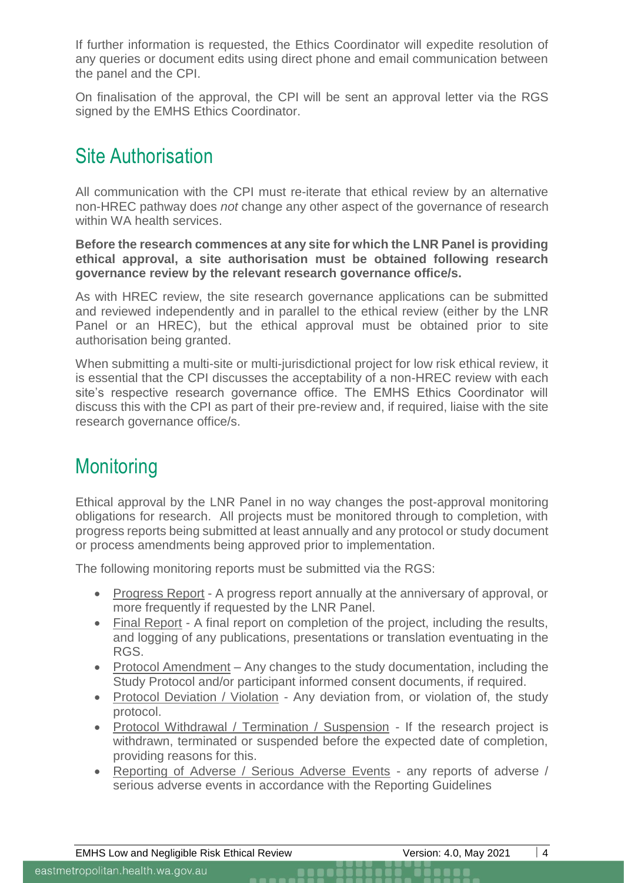If further information is requested, the Ethics Coordinator will expedite resolution of any queries or document edits using direct phone and email communication between the panel and the CPI.

On finalisation of the approval, the CPI will be sent an approval letter via the RGS signed by the EMHS Ethics Coordinator.

## Site Authorisation

All communication with the CPI must re-iterate that ethical review by an alternative non-HREC pathway does *not* change any other aspect of the governance of research within WA health services.

**Before the research commences at any site for which the LNR Panel is providing ethical approval, a site authorisation must be obtained following research governance review by the relevant research governance office/s.**

As with HREC review, the site research governance applications can be submitted and reviewed independently and in parallel to the ethical review (either by the LNR Panel or an HREC), but the ethical approval must be obtained prior to site authorisation being granted.

When submitting a multi-site or multi-jurisdictional project for low risk ethical review, it is essential that the CPI discusses the acceptability of a non-HREC review with each site's respective research governance office. The EMHS Ethics Coordinator will discuss this with the CPI as part of their pre-review and, if required, liaise with the site research governance office/s.

## Monitoring

Ethical approval by the LNR Panel in no way changes the post-approval monitoring obligations for research. All projects must be monitored through to completion, with progress reports being submitted at least annually and any protocol or study document or process amendments being approved prior to implementation.

The following monitoring reports must be submitted via the RGS:

- Progress Report - A progress report annually at the anniversary of approval, or more frequently if requested by the LNR Panel.
- Final Report - A final report on completion of the project, including the results, and logging of any publications, presentations or translation eventuating in the RGS.
- Protocol Amendment – Any changes to the study documentation, including the Study Protocol and/or participant informed consent documents, if required.
- Protocol Deviation / Violation - Any deviation from, or violation of, the study protocol.
- Protocol Withdrawal / Termination / Suspension - If the research project is withdrawn, terminated or suspended before the expected date of completion, providing reasons for this.
- Reporting of Adverse / Serious Adverse Events - any reports of adverse / serious adverse events in accordance with the Reporting Guidelines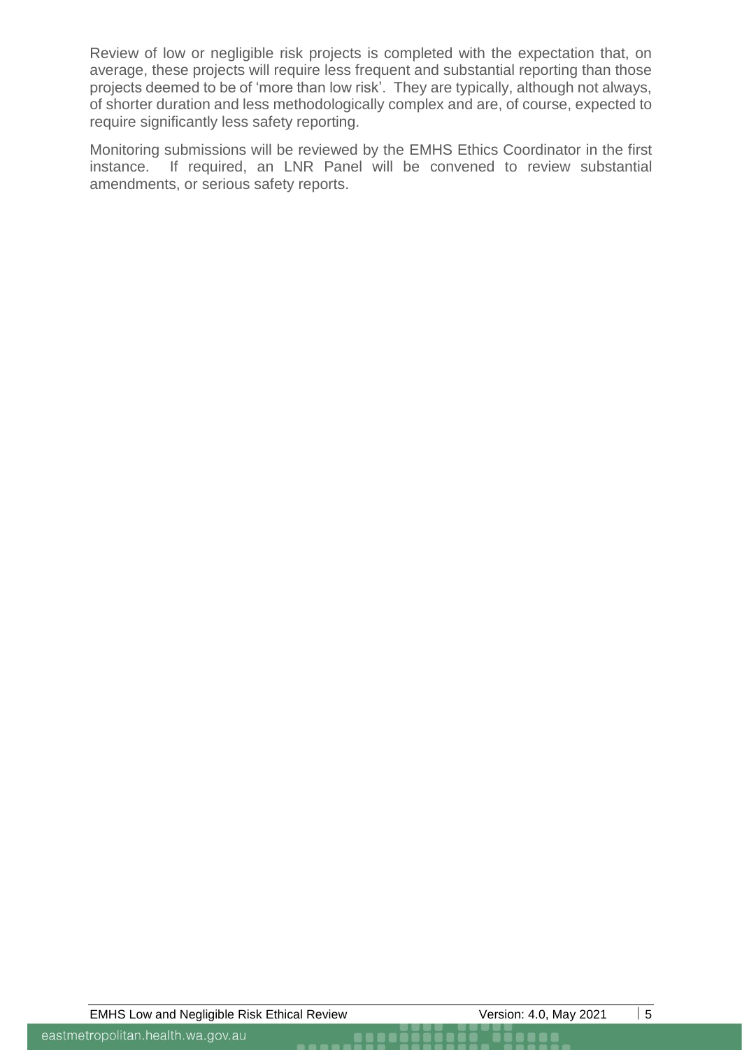Review of low or negligible risk projects is completed with the expectation that, on average, these projects will require less frequent and substantial reporting than those projects deemed to be of 'more than low risk'. They are typically, although not always, of shorter duration and less methodologically complex and are, of course, expected to require significantly less safety reporting.

Monitoring submissions will be reviewed by the EMHS Ethics Coordinator in the first instance. If required, an LNR Panel will be convened to review substantial amendments, or serious safety reports.